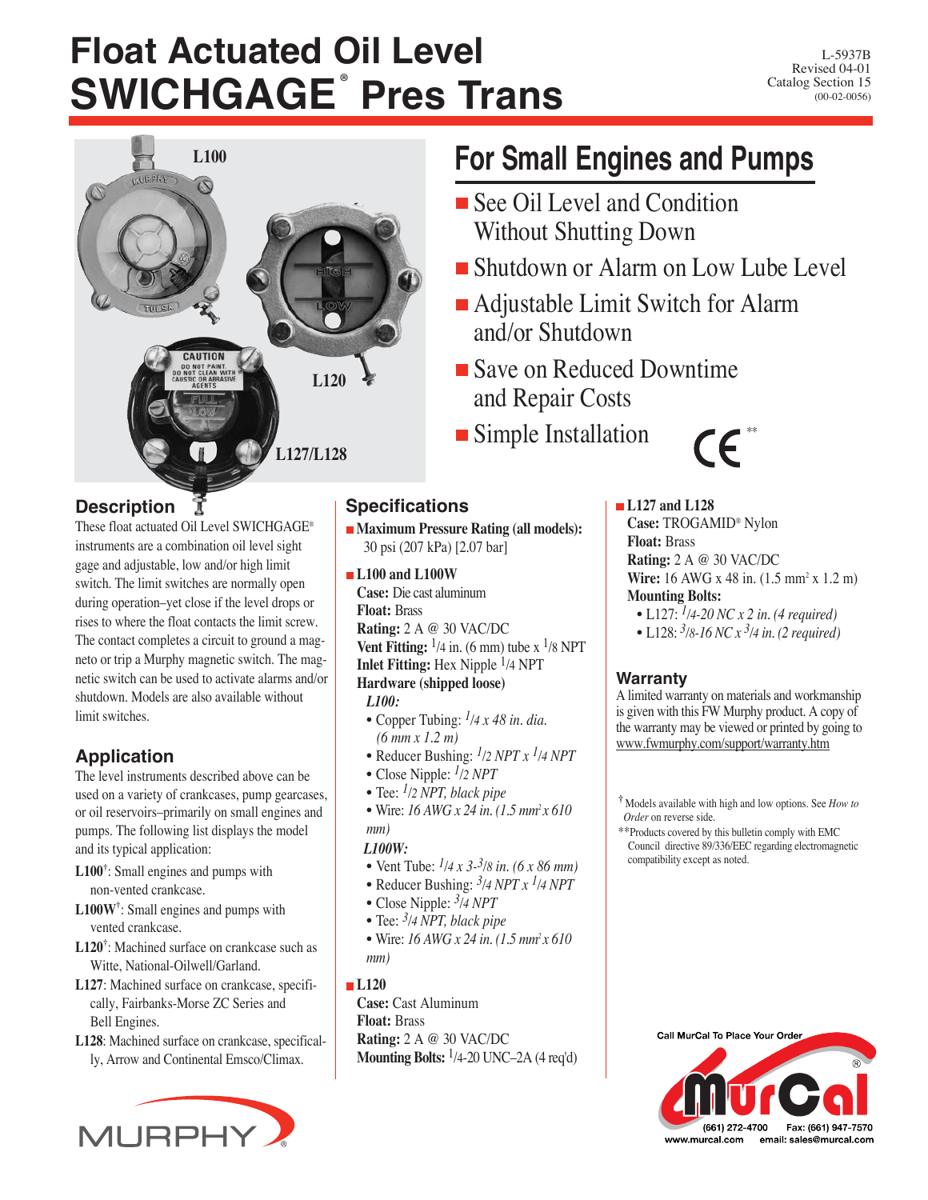# Float Actuated Oil Level SWICHGAGE® Pres Trans

L-5937B
Revised 04-01
Catalog Section 15
(00-02-0056)

L100

L120

L127/L128

## For Small Engines and Pumps

- See Oil Level and Condition Without Shutting Down
- Shutdown or Alarm on Low Lube Level
- Adjustable Limit Switch for Alarm and/or Shutdown
- Save on Reduced Downtime and Repair Costs
- Simple Installation

CE**

## Description

These float actuated Oil Level SWICHGAGE® instruments are a combination oil level sight gage and adjustable, low and/or high limit switch. The limit switches are normally open during operation–yet close if the level drops or rises to where the float contacts the limit screw. The contact completes a circuit to ground a magneto or trip a Murphy magnetic switch. The magnetic switch can be used to activate alarms and/or shutdown. Models are also available without limit switches.

## Application

The level instruments described above can be used on a variety of crankcases, pump gearcases, or oil reservoirs–primarily on small engines and pumps. The following list displays the model and its typical application:

**L100**†: Small engines and pumps with non-vented crankcase.

**L100W**†: Small engines and pumps with vented crankcase.

**L120**†: Machined surface on crankcase such as Witte, National-Oilwell/Garland.

**L127**: Machined surface on crankcase, specifically, Fairbanks-Morse ZC Series and Bell Engines.

**L128**: Machined surface on crankcase, specifically, Arrow and Continental Emsco/Climax.

## Specifications

- **Maximum Pressure Rating (all models):** 30 psi (207 kPa) [2.07 bar]

- **L100 and L100W**
  **Case:** Die cast aluminum
  **Float:** Brass
  **Rating:** 2 A @ 30 VAC/DC
  **Vent Fitting:** 1/4 in. (6 mm) tube x 1/8 NPT
  **Inlet Fitting:** Hex Nipple 1/4 NPT
  **Hardware (shipped loose)**
  *L100:*
  - Copper Tubing: *1/4 x 48 in. dia. (6 mm x 1.2 m)*
  - Reducer Bushing: *1/2 NPT x 1/4 NPT*
  - Close Nipple: *1/2 NPT*
  - Tee: *1/2 NPT, black pipe*
  - Wire: *16 AWG x 24 in. (1.5 mm² x 610 mm)*

  *L100W:*
  - Vent Tube: *1/4 x 3-3/8 in. (6 x 86 mm)*
  - Reducer Bushing: *3/4 NPT x 1/4 NPT*
  - Close Nipple: *3/4 NPT*
  - Tee: *3/4 NPT, black pipe*
  - Wire: *16 AWG x 24 in. (1.5 mm² x 610 mm)*

- **L120**
  **Case:** Cast Aluminum
  **Float:** Brass
  **Rating:** 2 A @ 30 VAC/DC
  **Mounting Bolts:** 1/4-20 UNC–2A (4 req'd)

- **L127 and L128**
  **Case:** TROGAMID® Nylon
  **Float:** Brass
  **Rating:** 2 A @ 30 VAC/DC
  **Wire:** 16 AWG x 48 in. (1.5 mm² x 1.2 m)
  **Mounting Bolts:**
  - L127: *1/4-20 NC x 2 in. (4 required)*
  - L128: *3/8-16 NC x 3/4 in. (2 required)*

## Warranty

A limited warranty on materials and workmanship is given with this FW Murphy product. A copy of the warranty may be viewed or printed by going to www.fwmurphy.com/support/warranty.htm

† Models available with high and low options. See *How to Order* on reverse side.

**Products covered by this bulletin comply with EMC Council directive 89/336/EEC regarding electromagnetic compatibility except as noted.

Call MurCal To Place Your Order
MurCal
(661) 272-4700 Fax: (661) 947-7570
www.murcal.com email: sales@murcal.com

MURPHY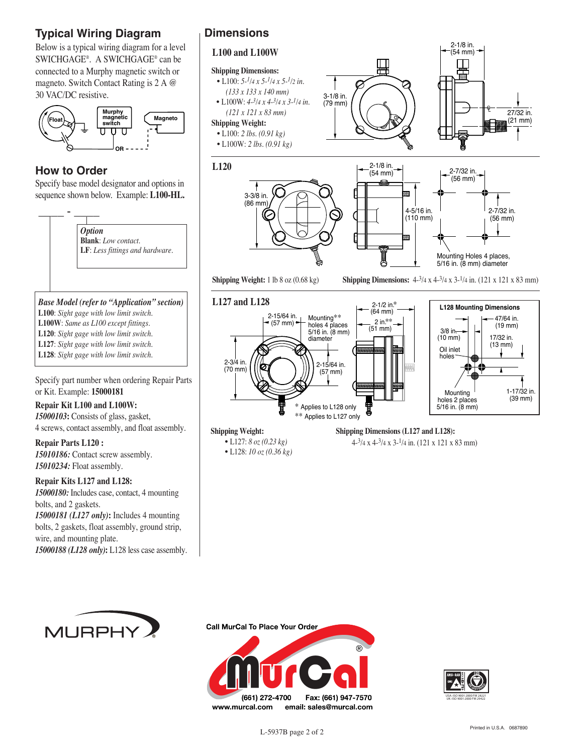## Typical Wiring Diagram

Below is a typical wiring diagram for a level SWICHGAGE®. A SWICHGAGE® can be connected to a Murphy magnetic switch or magneto. Switch Contact Rating is 2 A @ 30 VAC/DC resistive.

Float

Murphy magnetic switch

Magneto

OR

## How to Order

Specify base model designator and options in sequence shown below. Example: **L100-HL.**

_____ - _____

***Option***
**Blank**: *Low contact.*
**LF**: *Less fittings and hardware.*

***Base Model (refer to "Application" section)***
**L100**: *Sight gage with low limit switch.*
**L100W**: *Same as L100 except fittings.*
**L120**: *Sight gage with low limit switch.*
**L127**: *Sight gage with low limit switch.*
**L128**: *Sight gage with low limit switch.*

Specify part number when ordering Repair Parts or Kit. Example: **15000181**

**Repair Kit L100 and L100W:**
***15000103:*** Consists of glass, gasket, 4 screws, contact assembly, and float assembly.

**Repair Parts L120 :**
***15010186:*** Contact screw assembly.
***15010234:*** Float assembly.

**Repair Kits L127 and L128:**
***15000180:*** Includes case, contact, 4 mounting bolts, and 2 gaskets.
***15000181 (L127 only)*:** Includes 4 mounting bolts, 2 gaskets, float assembly, ground strip, wire, and mounting plate.
***15000188 (L128 only)*:** L128 less case assembly.

## Dimensions

### L100 and L100W

**Shipping Dimensions:**
- L100: *5-1/4 x 5-1/4 x 5-1/2 in. (133 x 133 x 140 mm)*
- L100W: *4-3/4 x 4-3/4 x 3-1/4 in. (121 x 121 x 83 mm)*

**Shipping Weight:**
- L100: *2 lbs. (0.91 kg)*
- L100W: *2 lbs. (0.91 kg)*

3-1/8 in. (79 mm)
2-1/8 in. (54 mm)
27/32 in. (21 mm)

### L120

3-3/8 in. (86 mm)
2-1/8 in. (54 mm)
4-5/16 in. (110 mm)
2-7/32 in. (56 mm)
2-7/32 in. (56 mm)
Mounting Holes 4 places, 5/16 in. (8 mm) diameter

**Shipping Weight:** 1 lb 8 oz (0.68 kg) **Shipping Dimensions:** 4-3/4 x 4-3/4 x 3-1/4 in. (121 x 121 x 83 mm)

### L127 and L128

2-15/64 in. (57 mm)
Mounting** holes 4 places 5/16 in. (8 mm) diameter
2-1/2 in.* (64 mm)
2 in.** (51 mm)
2-3/4 in. (70 mm)
2-15/64 in. (57 mm)
\* Applies to L128 only
\*\* Applies to L127 only

**L128 Mounting Dimensions**
47/64 in. (19 mm)
3/8 in. (10 mm)
17/32 in. (13 mm)
Oil inlet holes
Mounting holes 2 places 5/16 in. (8 mm)
1-17/32 in. (39 mm)

**Shipping Weight:**
- L127: *8 oz (0.23 kg)*
- L128: *10 oz (0.36 kg)*

**Shipping Dimensions (L127 and L128):**
4-3/4 x 4-3/4 x 3-1/4 in. (121 x 121 x 83 mm)

MURPHY

Call MurCal To Place Your Order

MurCal
(661) 272-4700 Fax: (661) 947-7570
www.murcal.com email: sales@murcal.com

USA–ISO 9001:2000 FM 28221
UK–ISO 9001:2000 FM 29422

Printed in U.S.A. 0687890

L-5937B